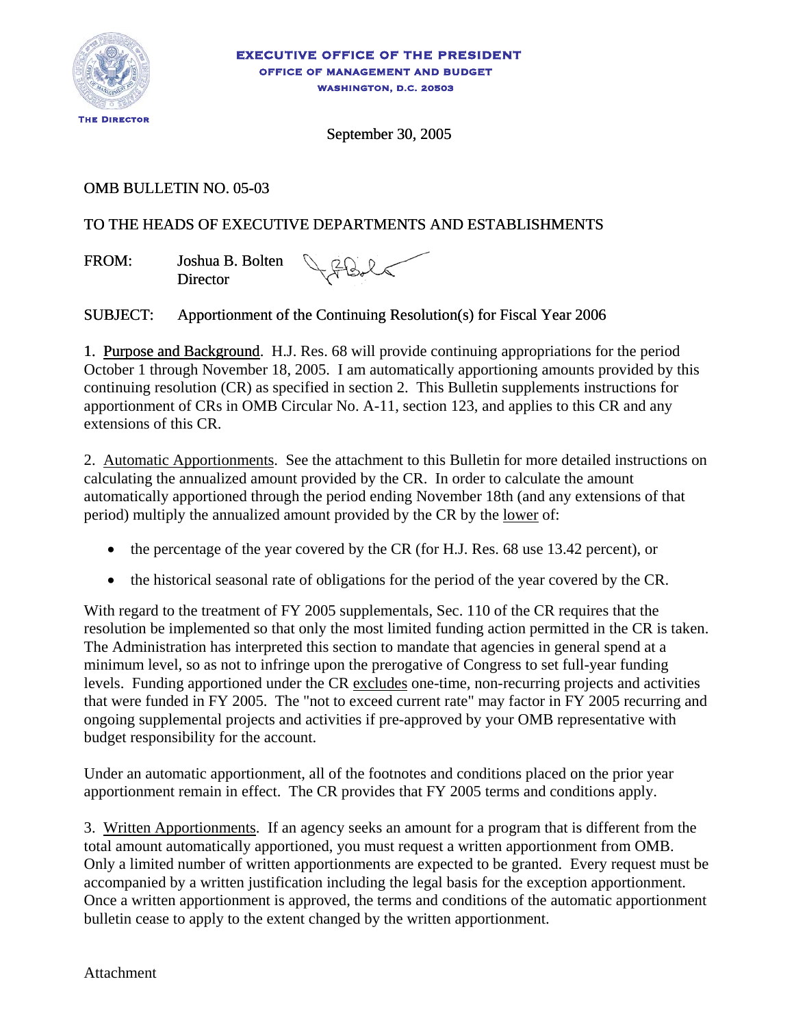EXECUTIVE OFFICE OF THE PRESIDENT
OFFICE OF MANAGEMENT AND BUDGET
WASHINGTON, D.C. 20503

THE DIRECTOR

September 30, 2005

OMB BULLETIN NO. 05-03

TO THE HEADS OF EXECUTIVE DEPARTMENTS AND ESTABLISHMENTS

FROM: Joshua B. Bolten
Director

SUBJECT: Apportionment of the Continuing Resolution(s) for Fiscal Year 2006

1. Purpose and Background. H.J. Res. 68 will provide continuing appropriations for the period October 1 through November 18, 2005. I am automatically apportioning amounts provided by this continuing resolution (CR) as specified in section 2. This Bulletin supplements instructions for apportionment of CRs in OMB Circular No. A-11, section 123, and applies to this CR and any extensions of this CR.

2. Automatic Apportionments. See the attachment to this Bulletin for more detailed instructions on calculating the annualized amount provided by the CR. In order to calculate the amount automatically apportioned through the period ending November 18th (and any extensions of that period) multiply the annualized amount provided by the CR by the lower of:

- the percentage of the year covered by the CR (for H.J. Res. 68 use 13.42 percent), or
- the historical seasonal rate of obligations for the period of the year covered by the CR.

With regard to the treatment of FY 2005 supplementals, Sec. 110 of the CR requires that the resolution be implemented so that only the most limited funding action permitted in the CR is taken. The Administration has interpreted this section to mandate that agencies in general spend at a minimum level, so as not to infringe upon the prerogative of Congress to set full-year funding levels. Funding apportioned under the CR excludes one-time, non-recurring projects and activities that were funded in FY 2005. The "not to exceed current rate" may factor in FY 2005 recurring and ongoing supplemental projects and activities if pre-approved by your OMB representative with budget responsibility for the account.

Under an automatic apportionment, all of the footnotes and conditions placed on the prior year apportionment remain in effect. The CR provides that FY 2005 terms and conditions apply.

3. Written Apportionments. If an agency seeks an amount for a program that is different from the total amount automatically apportioned, you must request a written apportionment from OMB. Only a limited number of written apportionments are expected to be granted. Every request must be accompanied by a written justification including the legal basis for the exception apportionment. Once a written apportionment is approved, the terms and conditions of the automatic apportionment bulletin cease to apply to the extent changed by the written apportionment.

Attachment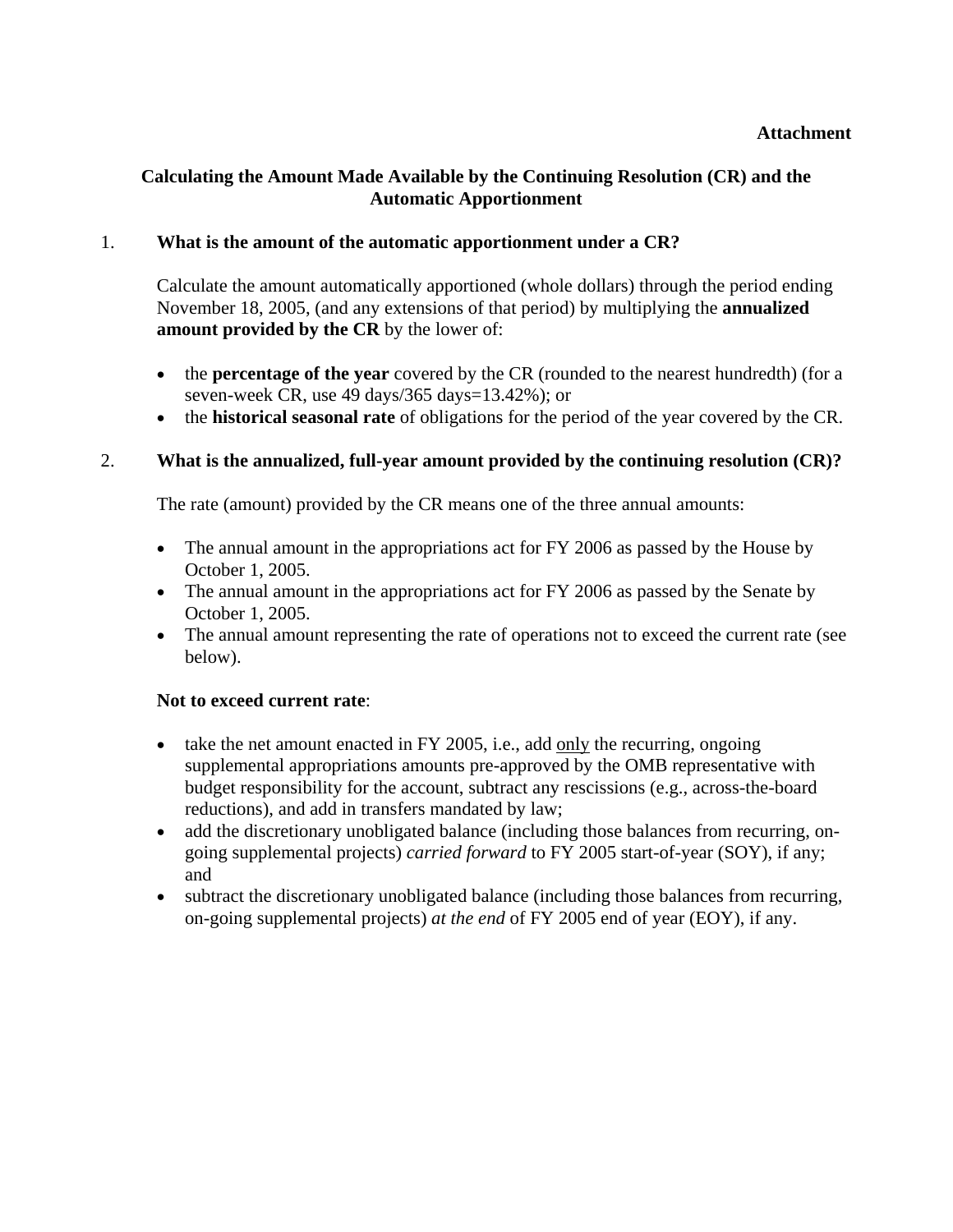**Attachment**

## Calculating the Amount Made Available by the Continuing Resolution (CR) and the Automatic Apportionment

1. **What is the amount of the automatic apportionment under a CR?**

   Calculate the amount automatically apportioned (whole dollars) through the period ending November 18, 2005, (and any extensions of that period) by multiplying the **annualized amount provided by the CR** by the lower of:

   - the **percentage of the year** covered by the CR (rounded to the nearest hundredth) (for a seven-week CR, use 49 days/365 days=13.42%); or
   - the **historical seasonal rate** of obligations for the period of the year covered by the CR.

2. **What is the annualized, full-year amount provided by the continuing resolution (CR)?**

   The rate (amount) provided by the CR means one of the three annual amounts:

   - The annual amount in the appropriations act for FY 2006 as passed by the House by October 1, 2005.
   - The annual amount in the appropriations act for FY 2006 as passed by the Senate by October 1, 2005.
   - The annual amount representing the rate of operations not to exceed the current rate (see below).

   **Not to exceed current rate**:

   - take the net amount enacted in FY 2005, i.e., add <u>only</u> the recurring, ongoing supplemental appropriations amounts pre-approved by the OMB representative with budget responsibility for the account, subtract any rescissions (e.g., across-the-board reductions), and add in transfers mandated by law;
   - add the discretionary unobligated balance (including those balances from recurring, on-going supplemental projects) *carried forward* to FY 2005 start-of-year (SOY), if any; and
   - subtract the discretionary unobligated balance (including those balances from recurring, on-going supplemental projects) *at the end* of FY 2005 end of year (EOY), if any.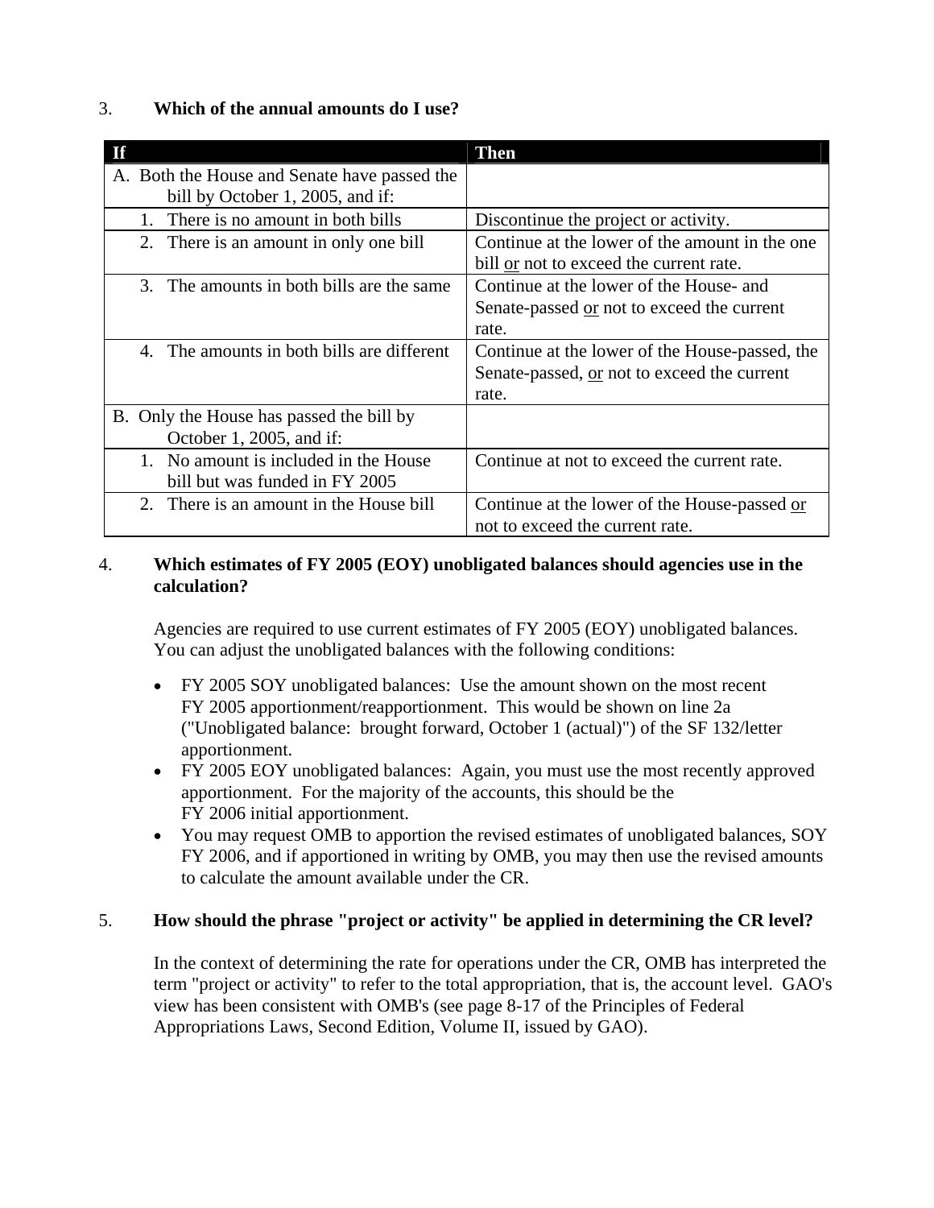3. **Which of the annual amounts do I use?**

| If | Then |
|---|---|
| A. Both the House and Senate have passed the bill by October 1, 2005, and if: | |
| 1. There is no amount in both bills | Discontinue the project or activity. |
| 2. There is an amount in only one bill | Continue at the lower of the amount in the one bill <u>or</u> not to exceed the current rate. |
| 3. The amounts in both bills are the same | Continue at the lower of the House- and Senate-passed <u>or</u> not to exceed the current rate. |
| 4. The amounts in both bills are different | Continue at the lower of the House-passed, the Senate-passed, <u>or</u> not to exceed the current rate. |
| B. Only the House has passed the bill by October 1, 2005, and if: | |
| 1. No amount is included in the House bill but was funded in FY 2005 | Continue at not to exceed the current rate. |
| 2. There is an amount in the House bill | Continue at the lower of the House-passed <u>or</u> not to exceed the current rate. |

4. **Which estimates of FY 2005 (EOY) unobligated balances should agencies use in the calculation?**

Agencies are required to use current estimates of FY 2005 (EOY) unobligated balances. You can adjust the unobligated balances with the following conditions:

- FY 2005 SOY unobligated balances: Use the amount shown on the most recent FY 2005 apportionment/reapportionment. This would be shown on line 2a ("Unobligated balance: brought forward, October 1 (actual)") of the SF 132/letter apportionment.
- FY 2005 EOY unobligated balances: Again, you must use the most recently approved apportionment. For the majority of the accounts, this should be the FY 2006 initial apportionment.
- You may request OMB to apportion the revised estimates of unobligated balances, SOY FY 2006, and if apportioned in writing by OMB, you may then use the revised amounts to calculate the amount available under the CR.

5. **How should the phrase "project or activity" be applied in determining the CR level?**

In the context of determining the rate for operations under the CR, OMB has interpreted the term "project or activity" to refer to the total appropriation, that is, the account level. GAO's view has been consistent with OMB's (see page 8-17 of the Principles of Federal Appropriations Laws, Second Edition, Volume II, issued by GAO).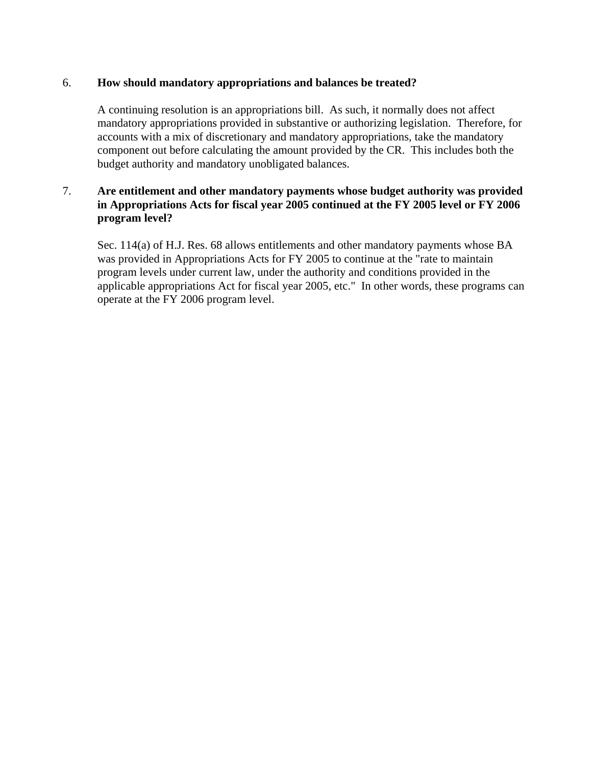6. **How should mandatory appropriations and balances be treated?**

   A continuing resolution is an appropriations bill. As such, it normally does not affect mandatory appropriations provided in substantive or authorizing legislation. Therefore, for accounts with a mix of discretionary and mandatory appropriations, take the mandatory component out before calculating the amount provided by the CR. This includes both the budget authority and mandatory unobligated balances.

7. **Are entitlement and other mandatory payments whose budget authority was provided in Appropriations Acts for fiscal year 2005 continued at the FY 2005 level or FY 2006 program level?**

   Sec. 114(a) of H.J. Res. 68 allows entitlements and other mandatory payments whose BA was provided in Appropriations Acts for FY 2005 to continue at the "rate to maintain program levels under current law, under the authority and conditions provided in the applicable appropriations Act for fiscal year 2005, etc." In other words, these programs can operate at the FY 2006 program level.